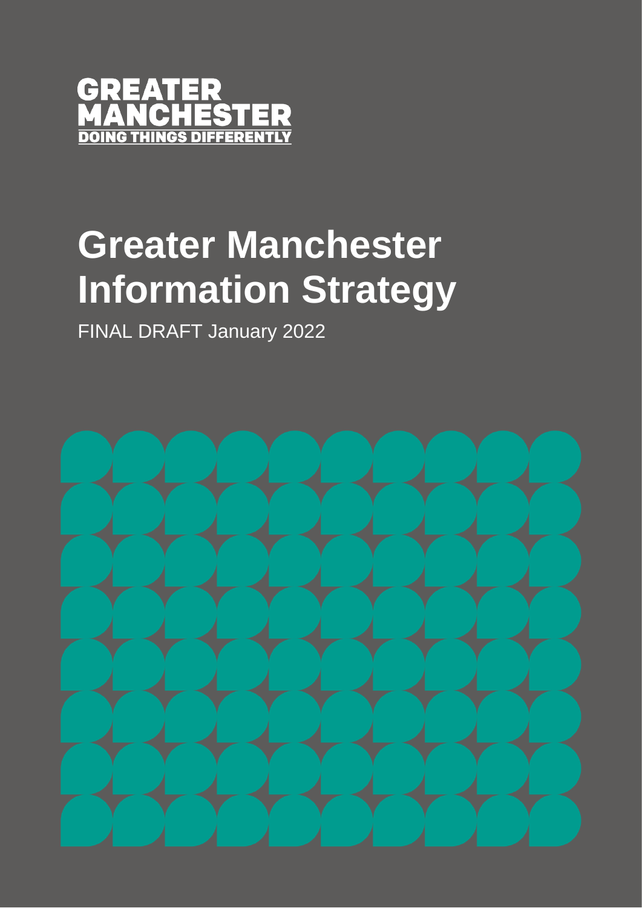GREATER MANCHESTER
DOING THINGS DIFFERENTLY

# Greater Manchester Information Strategy

FINAL DRAFT January 2022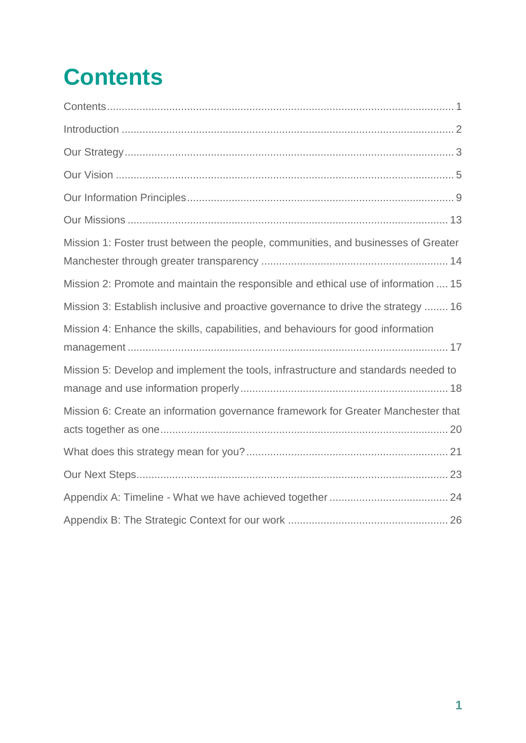# Contents

- Contents ... 1
- Introduction ... 2
- Our Strategy ... 3
- Our Vision ... 5
- Our Information Principles ... 9
- Our Missions ... 13
- Mission 1: Foster trust between the people, communities, and businesses of Greater Manchester through greater transparency ... 14
- Mission 2: Promote and maintain the responsible and ethical use of information ... 15
- Mission 3: Establish inclusive and proactive governance to drive the strategy ... 16
- Mission 4: Enhance the skills, capabilities, and behaviours for good information management ... 17
- Mission 5: Develop and implement the tools, infrastructure and standards needed to manage and use information properly ... 18
- Mission 6: Create an information governance framework for Greater Manchester that acts together as one ... 20
- What does this strategy mean for you? ... 21
- Our Next Steps ... 23
- Appendix A: Timeline - What we have achieved together ... 24
- Appendix B: The Strategic Context for our work ... 26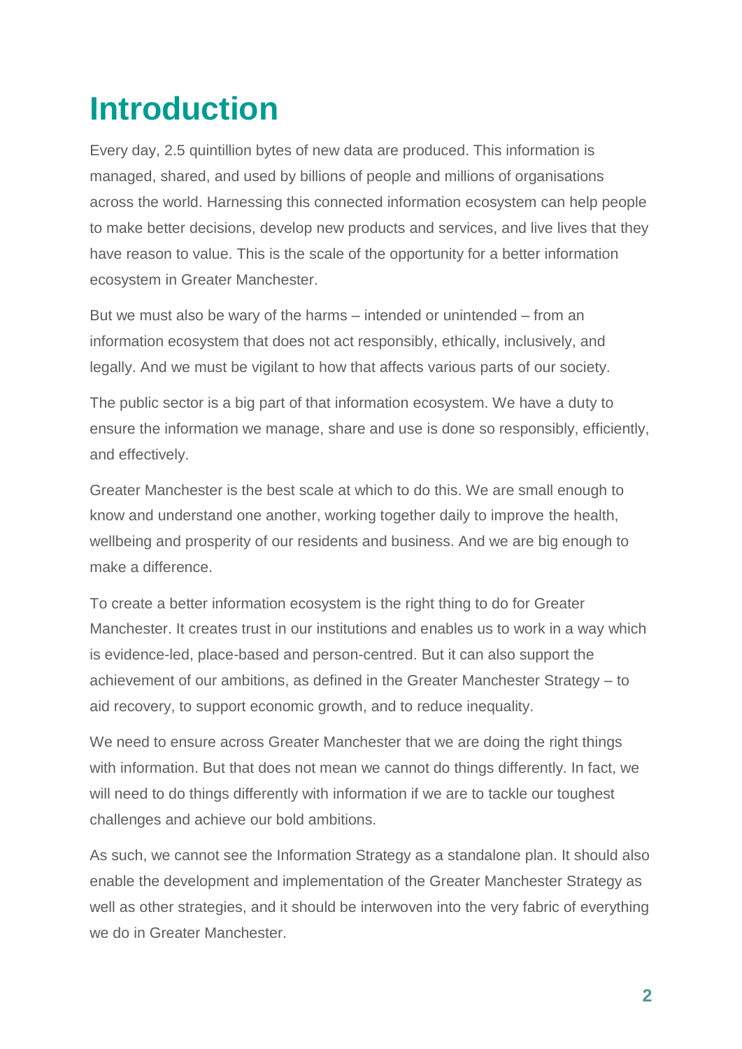# Introduction

Every day, 2.5 quintillion bytes of new data are produced. This information is managed, shared, and used by billions of people and millions of organisations across the world. Harnessing this connected information ecosystem can help people to make better decisions, develop new products and services, and live lives that they have reason to value. This is the scale of the opportunity for a better information ecosystem in Greater Manchester.

But we must also be wary of the harms – intended or unintended – from an information ecosystem that does not act responsibly, ethically, inclusively, and legally. And we must be vigilant to how that affects various parts of our society.

The public sector is a big part of that information ecosystem. We have a duty to ensure the information we manage, share and use is done so responsibly, efficiently, and effectively.

Greater Manchester is the best scale at which to do this. We are small enough to know and understand one another, working together daily to improve the health, wellbeing and prosperity of our residents and business. And we are big enough to make a difference.

To create a better information ecosystem is the right thing to do for Greater Manchester. It creates trust in our institutions and enables us to work in a way which is evidence-led, place-based and person-centred. But it can also support the achievement of our ambitions, as defined in the Greater Manchester Strategy – to aid recovery, to support economic growth, and to reduce inequality.

We need to ensure across Greater Manchester that we are doing the right things with information. But that does not mean we cannot do things differently. In fact, we will need to do things differently with information if we are to tackle our toughest challenges and achieve our bold ambitions.

As such, we cannot see the Information Strategy as a standalone plan. It should also enable the development and implementation of the Greater Manchester Strategy as well as other strategies, and it should be interwoven into the very fabric of everything we do in Greater Manchester.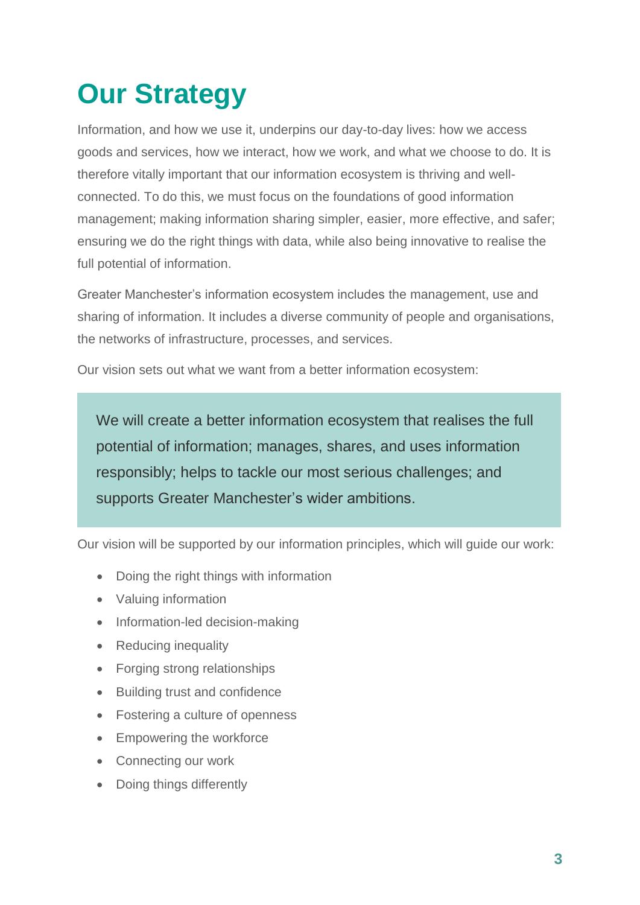# Our Strategy

Information, and how we use it, underpins our day-to-day lives: how we access goods and services, how we interact, how we work, and what we choose to do. It is therefore vitally important that our information ecosystem is thriving and well-connected. To do this, we must focus on the foundations of good information management; making information sharing simpler, easier, more effective, and safer; ensuring we do the right things with data, while also being innovative to realise the full potential of information.

Greater Manchester's information ecosystem includes the management, use and sharing of information. It includes a diverse community of people and organisations, the networks of infrastructure, processes, and services.

Our vision sets out what we want from a better information ecosystem:

> We will create a better information ecosystem that realises the full potential of information; manages, shares, and uses information responsibly; helps to tackle our most serious challenges; and supports Greater Manchester's wider ambitions.

Our vision will be supported by our information principles, which will guide our work:

- Doing the right things with information
- Valuing information
- Information-led decision-making
- Reducing inequality
- Forging strong relationships
- Building trust and confidence
- Fostering a culture of openness
- Empowering the workforce
- Connecting our work
- Doing things differently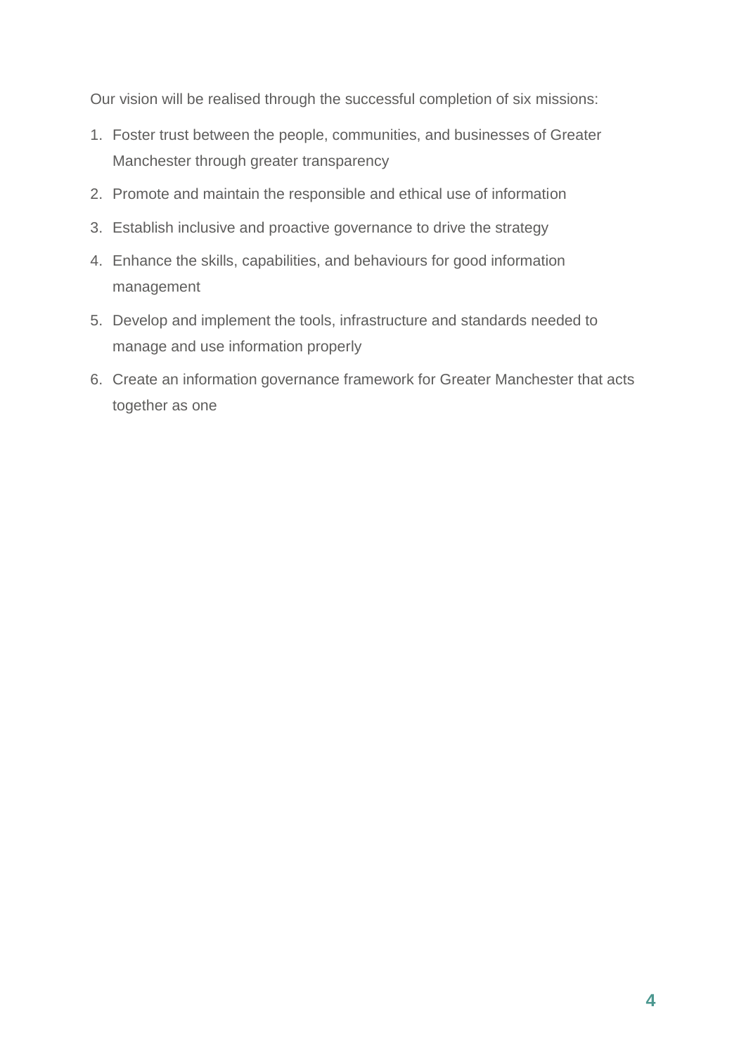Our vision will be realised through the successful completion of six missions:

1. Foster trust between the people, communities, and businesses of Greater Manchester through greater transparency
2. Promote and maintain the responsible and ethical use of information
3. Establish inclusive and proactive governance to drive the strategy
4. Enhance the skills, capabilities, and behaviours for good information management
5. Develop and implement the tools, infrastructure and standards needed to manage and use information properly
6. Create an information governance framework for Greater Manchester that acts together as one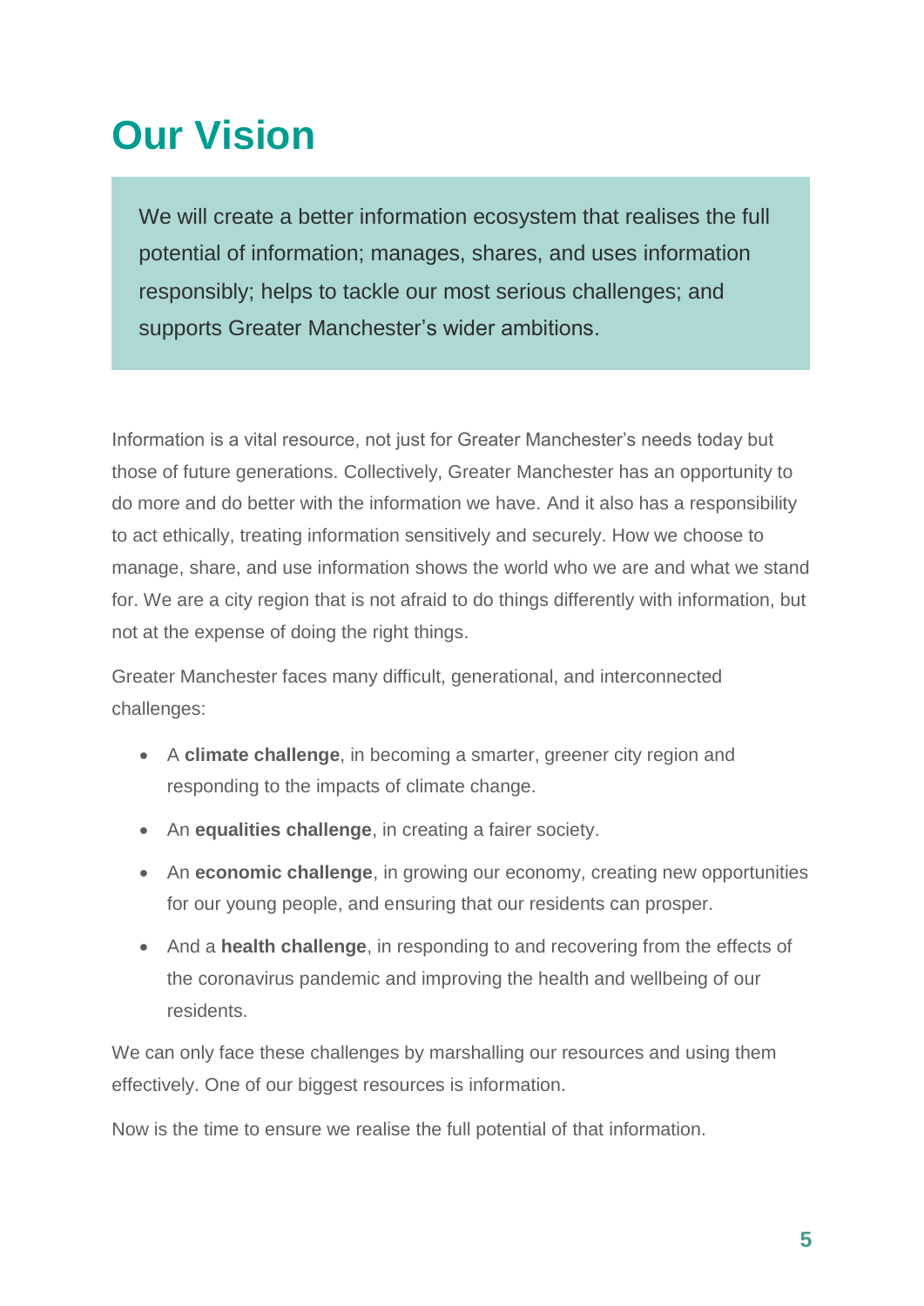# Our Vision

> We will create a better information ecosystem that realises the full potential of information; manages, shares, and uses information responsibly; helps to tackle our most serious challenges; and supports Greater Manchester's wider ambitions.

Information is a vital resource, not just for Greater Manchester's needs today but those of future generations. Collectively, Greater Manchester has an opportunity to do more and do better with the information we have. And it also has a responsibility to act ethically, treating information sensitively and securely. How we choose to manage, share, and use information shows the world who we are and what we stand for. We are a city region that is not afraid to do things differently with information, but not at the expense of doing the right things.

Greater Manchester faces many difficult, generational, and interconnected challenges:

- A **climate challenge**, in becoming a smarter, greener city region and responding to the impacts of climate change.
- An **equalities challenge**, in creating a fairer society.
- An **economic challenge**, in growing our economy, creating new opportunities for our young people, and ensuring that our residents can prosper.
- And a **health challenge**, in responding to and recovering from the effects of the coronavirus pandemic and improving the health and wellbeing of our residents.

We can only face these challenges by marshalling our resources and using them effectively. One of our biggest resources is information.

Now is the time to ensure we realise the full potential of that information.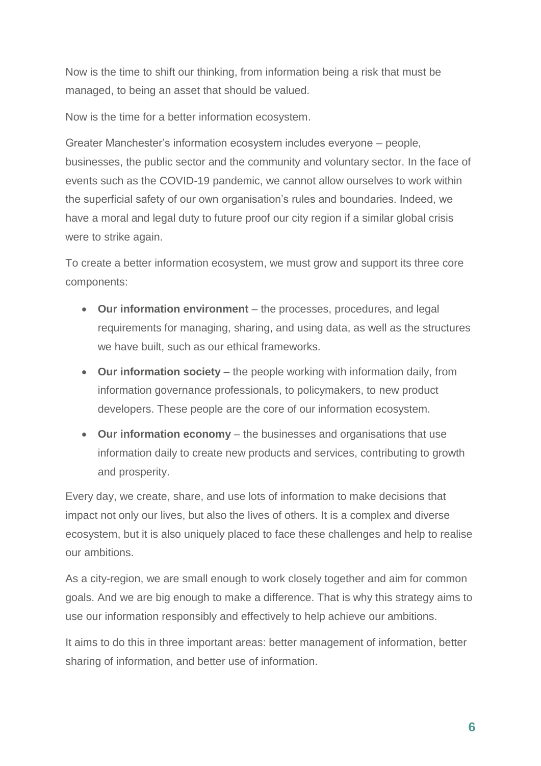Now is the time to shift our thinking, from information being a risk that must be managed, to being an asset that should be valued.

Now is the time for a better information ecosystem.

Greater Manchester's information ecosystem includes everyone – people, businesses, the public sector and the community and voluntary sector. In the face of events such as the COVID-19 pandemic, we cannot allow ourselves to work within the superficial safety of our own organisation's rules and boundaries. Indeed, we have a moral and legal duty to future proof our city region if a similar global crisis were to strike again.

To create a better information ecosystem, we must grow and support its three core components:

- **Our information environment** – the processes, procedures, and legal requirements for managing, sharing, and using data, as well as the structures we have built, such as our ethical frameworks.
- **Our information society** – the people working with information daily, from information governance professionals, to policymakers, to new product developers. These people are the core of our information ecosystem.
- **Our information economy** – the businesses and organisations that use information daily to create new products and services, contributing to growth and prosperity.

Every day, we create, share, and use lots of information to make decisions that impact not only our lives, but also the lives of others. It is a complex and diverse ecosystem, but it is also uniquely placed to face these challenges and help to realise our ambitions.

As a city-region, we are small enough to work closely together and aim for common goals. And we are big enough to make a difference. That is why this strategy aims to use our information responsibly and effectively to help achieve our ambitions.

It aims to do this in three important areas: better management of information, better sharing of information, and better use of information.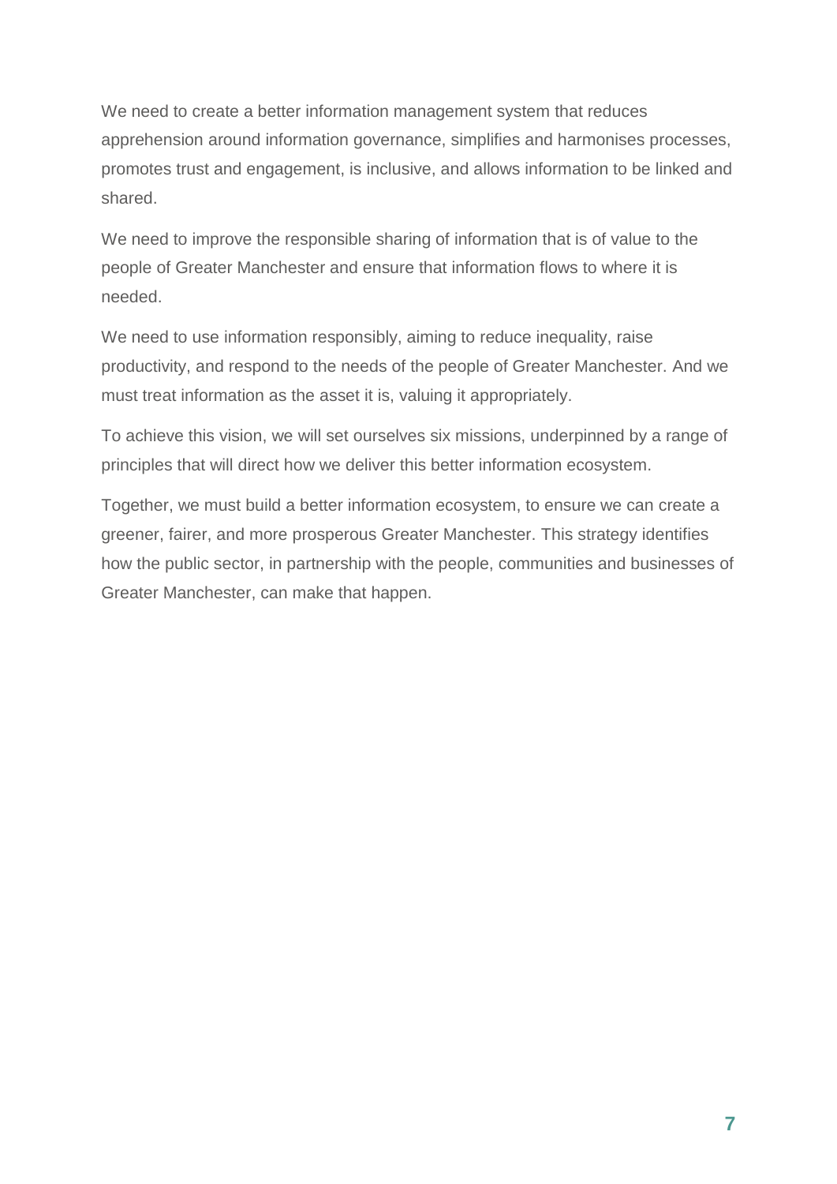We need to create a better information management system that reduces apprehension around information governance, simplifies and harmonises processes, promotes trust and engagement, is inclusive, and allows information to be linked and shared.

We need to improve the responsible sharing of information that is of value to the people of Greater Manchester and ensure that information flows to where it is needed.

We need to use information responsibly, aiming to reduce inequality, raise productivity, and respond to the needs of the people of Greater Manchester. And we must treat information as the asset it is, valuing it appropriately.

To achieve this vision, we will set ourselves six missions, underpinned by a range of principles that will direct how we deliver this better information ecosystem.

Together, we must build a better information ecosystem, to ensure we can create a greener, fairer, and more prosperous Greater Manchester. This strategy identifies how the public sector, in partnership with the people, communities and businesses of Greater Manchester, can make that happen.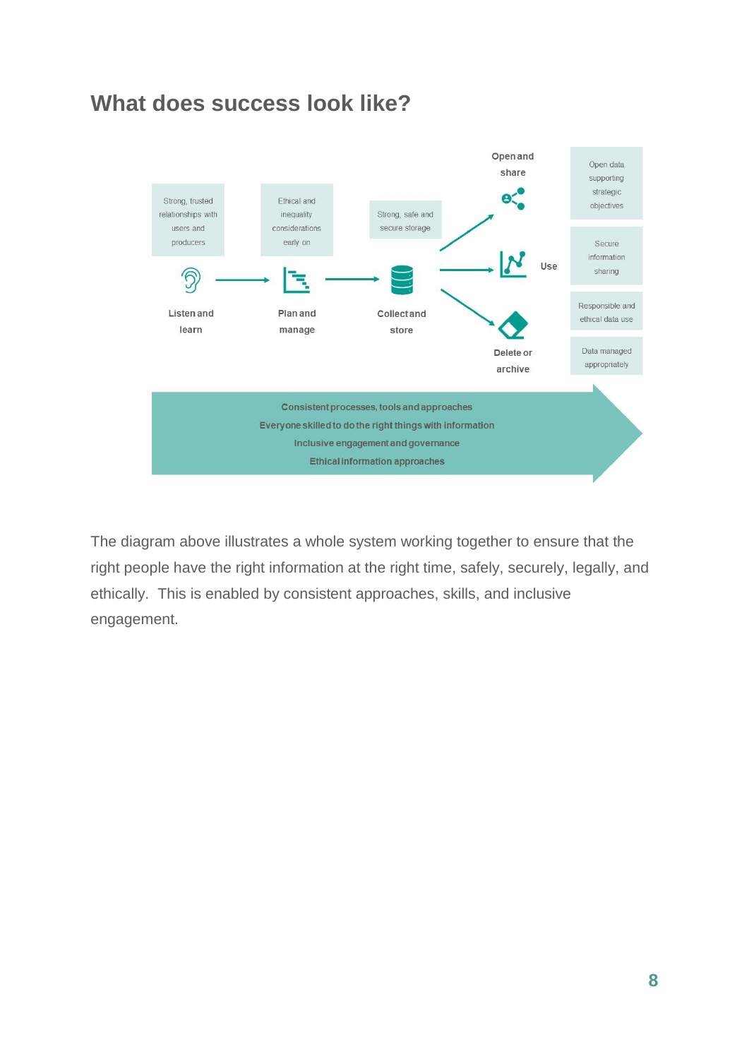## What does success look like?

Strong, trusted relationships with users and producers

Ethical and inequality considerations early on

Strong, safe and secure storage

Open and share

Open data supporting strategic objectives

Listen and learn

Plan and manage

Collect and store

Use

Secure information sharing

Responsible and ethical data use

Delete or archive

Data managed appropriately

Consistent processes, tools and approaches

Everyone skilled to do the right things with information

Inclusive engagement and governance

Ethical information approaches

The diagram above illustrates a whole system working together to ensure that the right people have the right information at the right time, safely, securely, legally, and ethically. This is enabled by consistent approaches, skills, and inclusive engagement.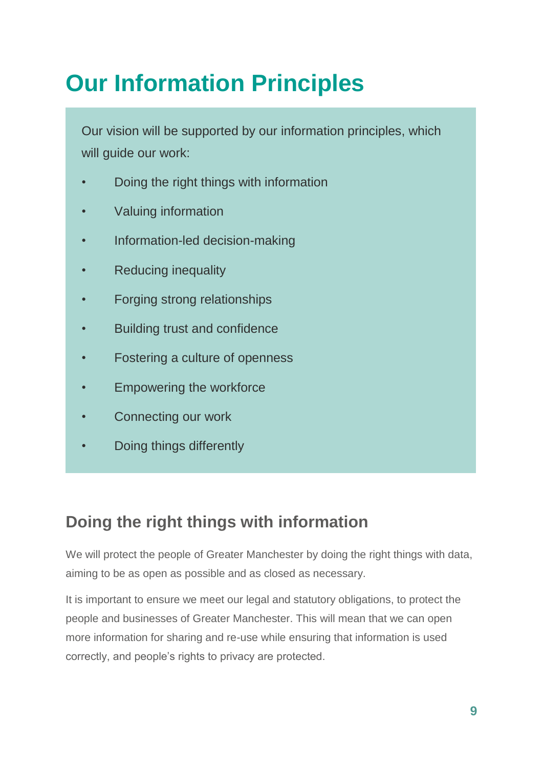# Our Information Principles

Our vision will be supported by our information principles, which will guide our work:

- Doing the right things with information
- Valuing information
- Information-led decision-making
- Reducing inequality
- Forging strong relationships
- Building trust and confidence
- Fostering a culture of openness
- Empowering the workforce
- Connecting our work
- Doing things differently

## Doing the right things with information

We will protect the people of Greater Manchester by doing the right things with data, aiming to be as open as possible and as closed as necessary.

It is important to ensure we meet our legal and statutory obligations, to protect the people and businesses of Greater Manchester. This will mean that we can open more information for sharing and re-use while ensuring that information is used correctly, and people's rights to privacy are protected.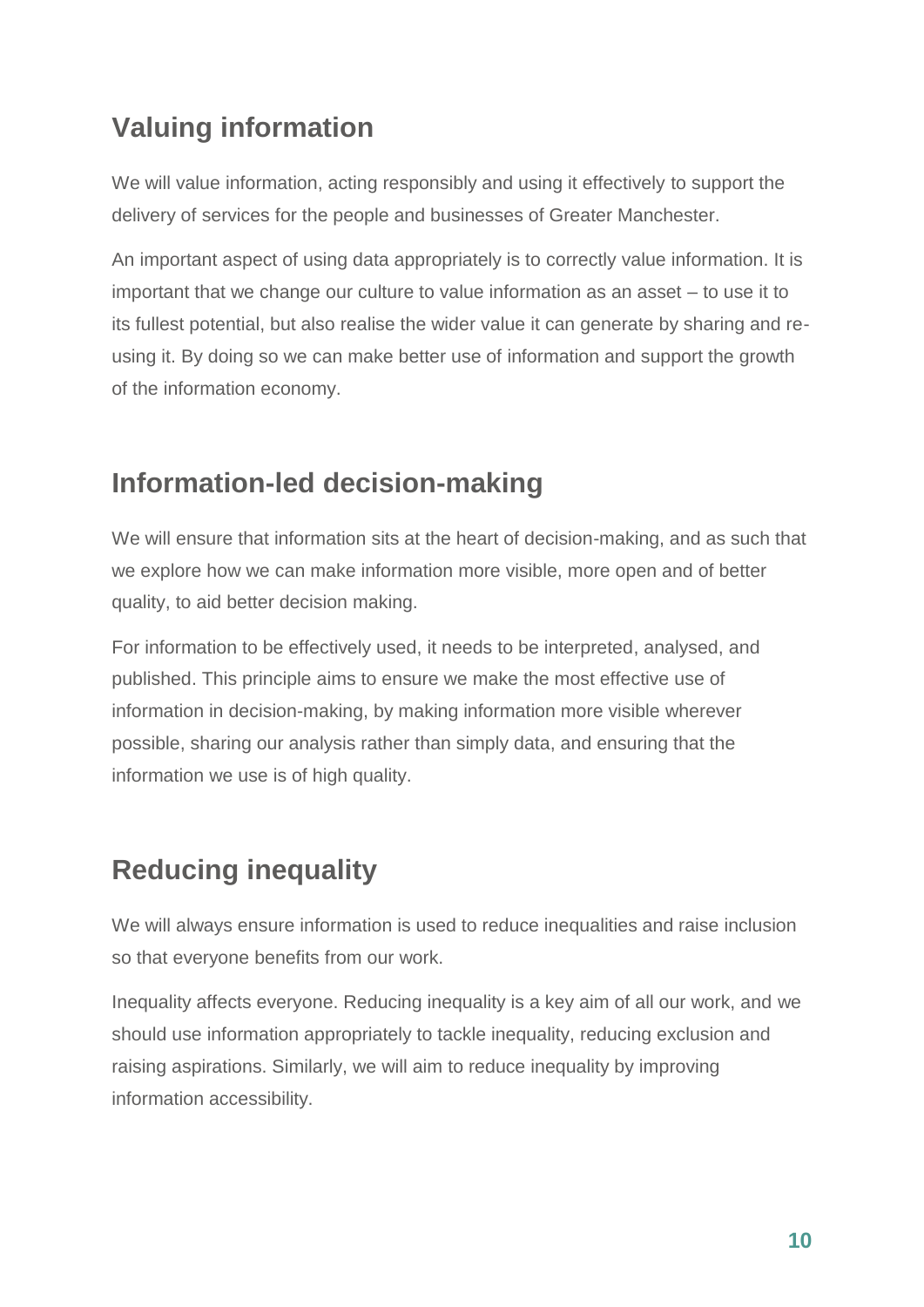## Valuing information

We will value information, acting responsibly and using it effectively to support the delivery of services for the people and businesses of Greater Manchester.

An important aspect of using data appropriately is to correctly value information. It is important that we change our culture to value information as an asset – to use it to its fullest potential, but also realise the wider value it can generate by sharing and re-using it. By doing so we can make better use of information and support the growth of the information economy.

## Information-led decision-making

We will ensure that information sits at the heart of decision-making, and as such that we explore how we can make information more visible, more open and of better quality, to aid better decision making.

For information to be effectively used, it needs to be interpreted, analysed, and published. This principle aims to ensure we make the most effective use of information in decision-making, by making information more visible wherever possible, sharing our analysis rather than simply data, and ensuring that the information we use is of high quality.

## Reducing inequality

We will always ensure information is used to reduce inequalities and raise inclusion so that everyone benefits from our work.

Inequality affects everyone. Reducing inequality is a key aim of all our work, and we should use information appropriately to tackle inequality, reducing exclusion and raising aspirations. Similarly, we will aim to reduce inequality by improving information accessibility.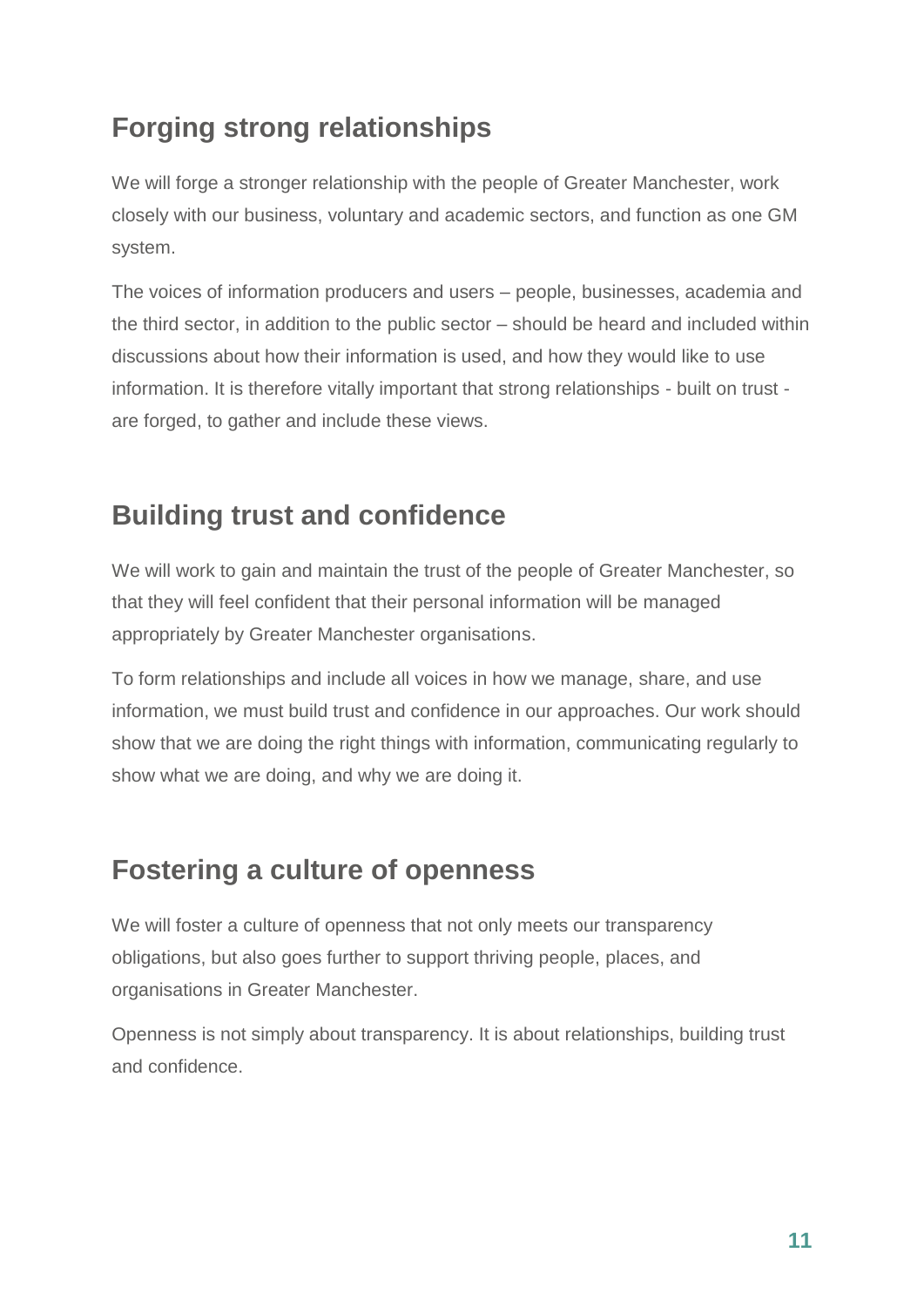## Forging strong relationships

We will forge a stronger relationship with the people of Greater Manchester, work closely with our business, voluntary and academic sectors, and function as one GM system.

The voices of information producers and users – people, businesses, academia and the third sector, in addition to the public sector – should be heard and included within discussions about how their information is used, and how they would like to use information. It is therefore vitally important that strong relationships - built on trust - are forged, to gather and include these views.

## Building trust and confidence

We will work to gain and maintain the trust of the people of Greater Manchester, so that they will feel confident that their personal information will be managed appropriately by Greater Manchester organisations.

To form relationships and include all voices in how we manage, share, and use information, we must build trust and confidence in our approaches. Our work should show that we are doing the right things with information, communicating regularly to show what we are doing, and why we are doing it.

## Fostering a culture of openness

We will foster a culture of openness that not only meets our transparency obligations, but also goes further to support thriving people, places, and organisations in Greater Manchester.

Openness is not simply about transparency. It is about relationships, building trust and confidence.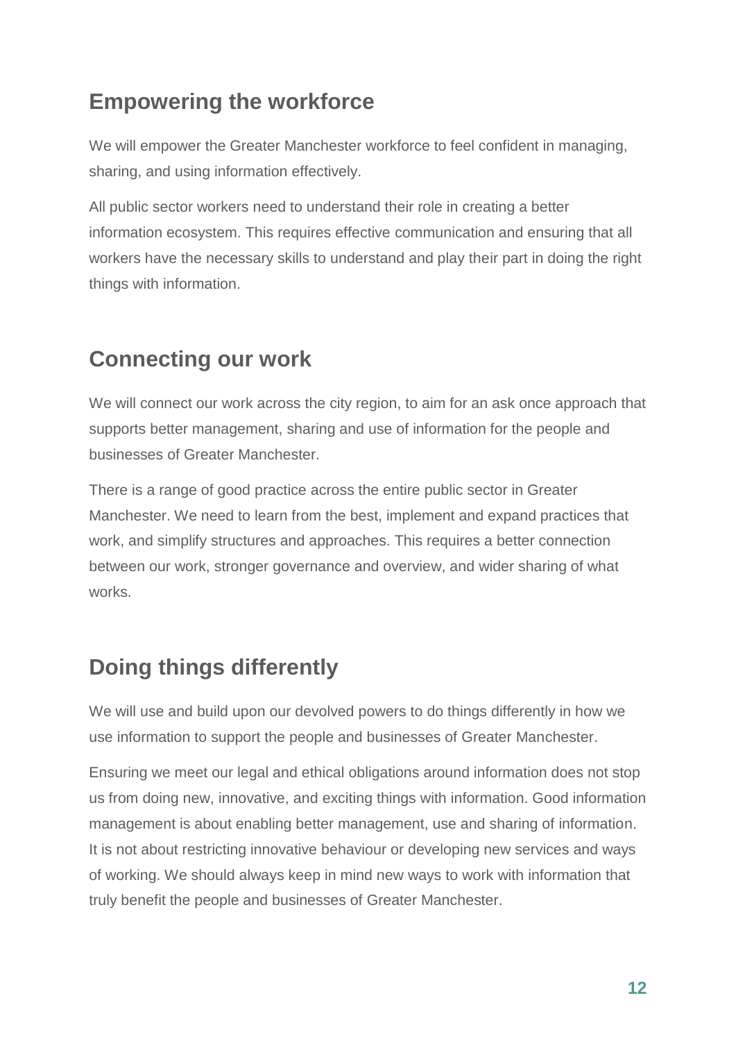## Empowering the workforce

We will empower the Greater Manchester workforce to feel confident in managing, sharing, and using information effectively.

All public sector workers need to understand their role in creating a better information ecosystem. This requires effective communication and ensuring that all workers have the necessary skills to understand and play their part in doing the right things with information.

## Connecting our work

We will connect our work across the city region, to aim for an ask once approach that supports better management, sharing and use of information for the people and businesses of Greater Manchester.

There is a range of good practice across the entire public sector in Greater Manchester. We need to learn from the best, implement and expand practices that work, and simplify structures and approaches. This requires a better connection between our work, stronger governance and overview, and wider sharing of what works.

## Doing things differently

We will use and build upon our devolved powers to do things differently in how we use information to support the people and businesses of Greater Manchester.

Ensuring we meet our legal and ethical obligations around information does not stop us from doing new, innovative, and exciting things with information. Good information management is about enabling better management, use and sharing of information. It is not about restricting innovative behaviour or developing new services and ways of working. We should always keep in mind new ways to work with information that truly benefit the people and businesses of Greater Manchester.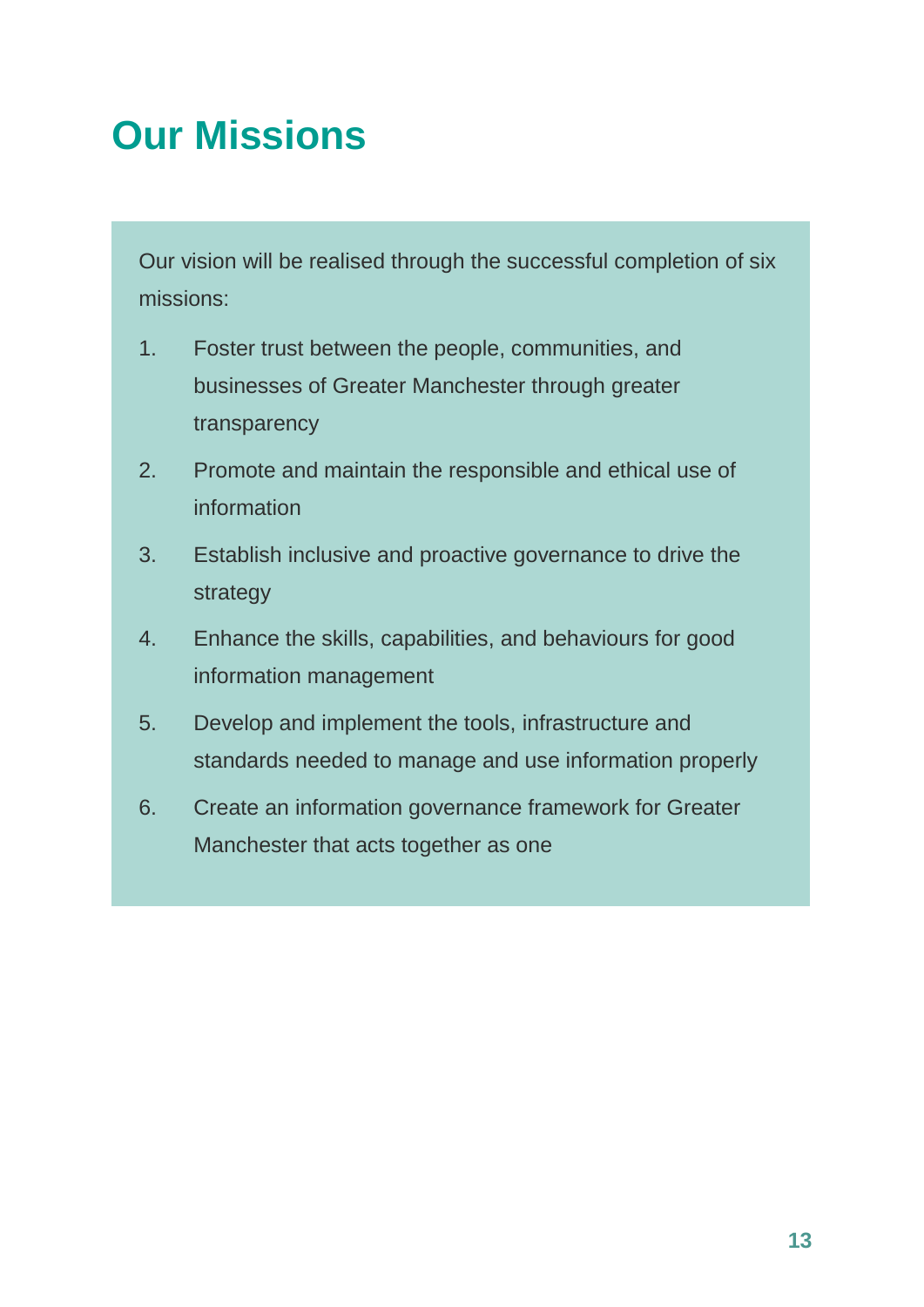# Our Missions

Our vision will be realised through the successful completion of six missions:

1. Foster trust between the people, communities, and businesses of Greater Manchester through greater transparency
2. Promote and maintain the responsible and ethical use of information
3. Establish inclusive and proactive governance to drive the strategy
4. Enhance the skills, capabilities, and behaviours for good information management
5. Develop and implement the tools, infrastructure and standards needed to manage and use information properly
6. Create an information governance framework for Greater Manchester that acts together as one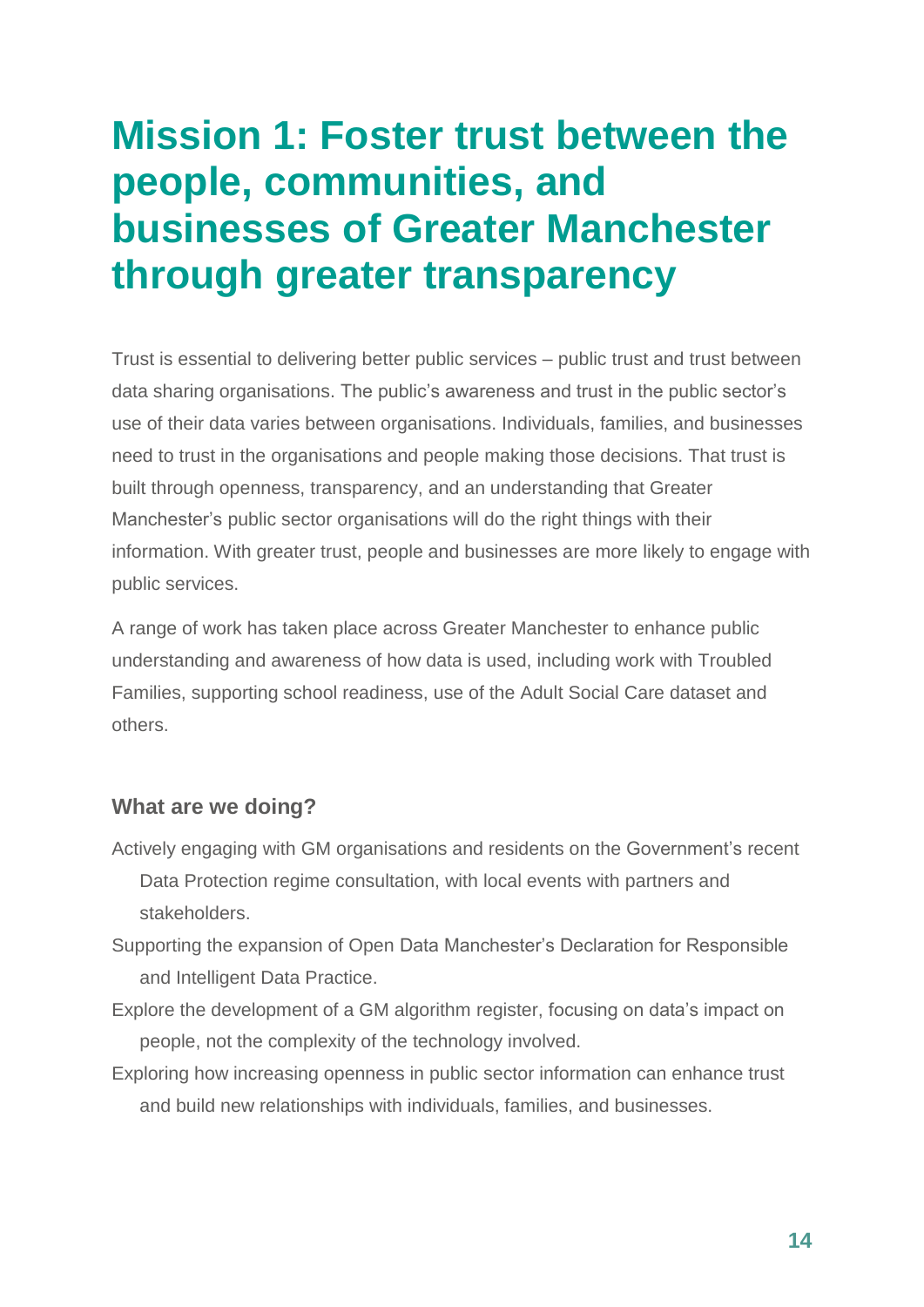# Mission 1: Foster trust between the people, communities, and businesses of Greater Manchester through greater transparency

Trust is essential to delivering better public services – public trust and trust between data sharing organisations. The public's awareness and trust in the public sector's use of their data varies between organisations. Individuals, families, and businesses need to trust in the organisations and people making those decisions. That trust is built through openness, transparency, and an understanding that Greater Manchester's public sector organisations will do the right things with their information. With greater trust, people and businesses are more likely to engage with public services.

A range of work has taken place across Greater Manchester to enhance public understanding and awareness of how data is used, including work with Troubled Families, supporting school readiness, use of the Adult Social Care dataset and others.

### What are we doing?

- Actively engaging with GM organisations and residents on the Government's recent Data Protection regime consultation, with local events with partners and stakeholders.
- Supporting the expansion of Open Data Manchester's Declaration for Responsible and Intelligent Data Practice.
- Explore the development of a GM algorithm register, focusing on data's impact on people, not the complexity of the technology involved.
- Exploring how increasing openness in public sector information can enhance trust and build new relationships with individuals, families, and businesses.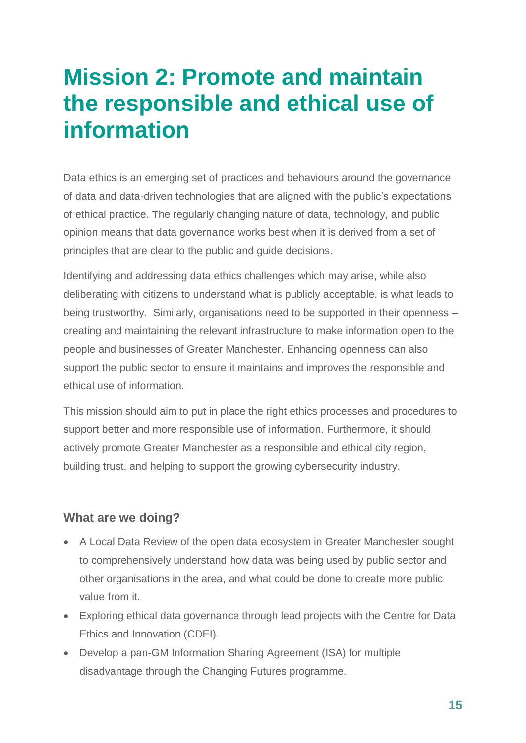# Mission 2: Promote and maintain the responsible and ethical use of information

Data ethics is an emerging set of practices and behaviours around the governance of data and data-driven technologies that are aligned with the public's expectations of ethical practice. The regularly changing nature of data, technology, and public opinion means that data governance works best when it is derived from a set of principles that are clear to the public and guide decisions.

Identifying and addressing data ethics challenges which may arise, while also deliberating with citizens to understand what is publicly acceptable, is what leads to being trustworthy. Similarly, organisations need to be supported in their openness – creating and maintaining the relevant infrastructure to make information open to the people and businesses of Greater Manchester. Enhancing openness can also support the public sector to ensure it maintains and improves the responsible and ethical use of information.

This mission should aim to put in place the right ethics processes and procedures to support better and more responsible use of information. Furthermore, it should actively promote Greater Manchester as a responsible and ethical city region, building trust, and helping to support the growing cybersecurity industry.

### What are we doing?

- A Local Data Review of the open data ecosystem in Greater Manchester sought to comprehensively understand how data was being used by public sector and other organisations in the area, and what could be done to create more public value from it.
- Exploring ethical data governance through lead projects with the Centre for Data Ethics and Innovation (CDEI).
- Develop a pan-GM Information Sharing Agreement (ISA) for multiple disadvantage through the Changing Futures programme.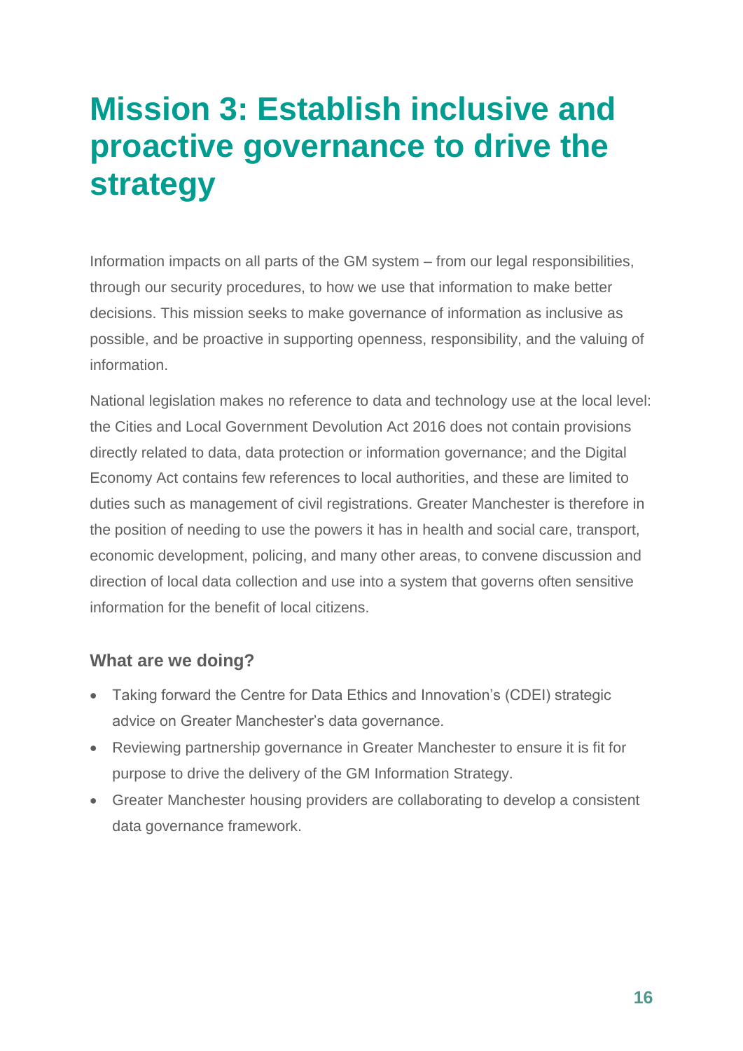# Mission 3: Establish inclusive and proactive governance to drive the strategy

Information impacts on all parts of the GM system – from our legal responsibilities, through our security procedures, to how we use that information to make better decisions. This mission seeks to make governance of information as inclusive as possible, and be proactive in supporting openness, responsibility, and the valuing of information.

National legislation makes no reference to data and technology use at the local level: the Cities and Local Government Devolution Act 2016 does not contain provisions directly related to data, data protection or information governance; and the Digital Economy Act contains few references to local authorities, and these are limited to duties such as management of civil registrations. Greater Manchester is therefore in the position of needing to use the powers it has in health and social care, transport, economic development, policing, and many other areas, to convene discussion and direction of local data collection and use into a system that governs often sensitive information for the benefit of local citizens.

### What are we doing?

- Taking forward the Centre for Data Ethics and Innovation's (CDEI) strategic advice on Greater Manchester's data governance.
- Reviewing partnership governance in Greater Manchester to ensure it is fit for purpose to drive the delivery of the GM Information Strategy.
- Greater Manchester housing providers are collaborating to develop a consistent data governance framework.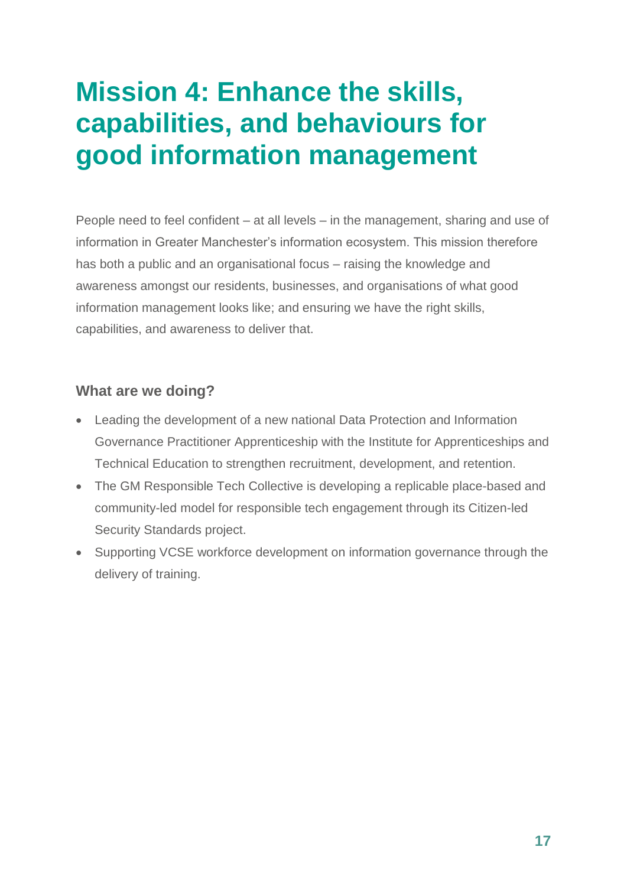# Mission 4: Enhance the skills, capabilities, and behaviours for good information management

People need to feel confident – at all levels – in the management, sharing and use of information in Greater Manchester's information ecosystem. This mission therefore has both a public and an organisational focus – raising the knowledge and awareness amongst our residents, businesses, and organisations of what good information management looks like; and ensuring we have the right skills, capabilities, and awareness to deliver that.

### What are we doing?

- Leading the development of a new national Data Protection and Information Governance Practitioner Apprenticeship with the Institute for Apprenticeships and Technical Education to strengthen recruitment, development, and retention.
- The GM Responsible Tech Collective is developing a replicable place-based and community-led model for responsible tech engagement through its Citizen-led Security Standards project.
- Supporting VCSE workforce development on information governance through the delivery of training.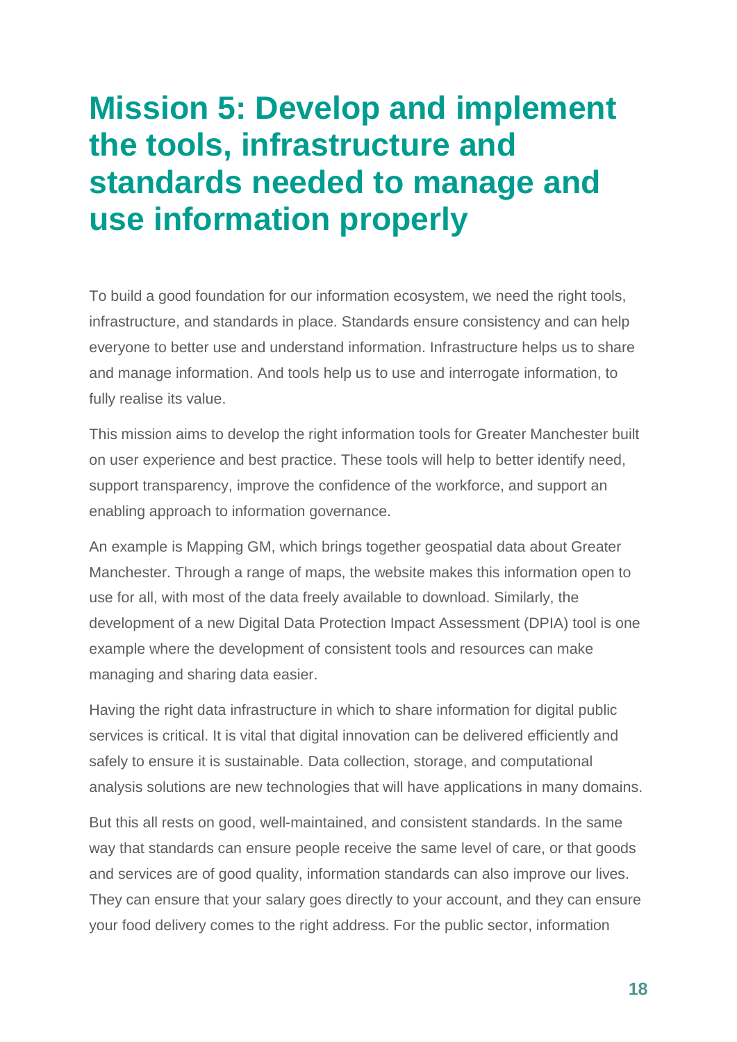# Mission 5: Develop and implement the tools, infrastructure and standards needed to manage and use information properly

To build a good foundation for our information ecosystem, we need the right tools, infrastructure, and standards in place. Standards ensure consistency and can help everyone to better use and understand information. Infrastructure helps us to share and manage information. And tools help us to use and interrogate information, to fully realise its value.

This mission aims to develop the right information tools for Greater Manchester built on user experience and best practice. These tools will help to better identify need, support transparency, improve the confidence of the workforce, and support an enabling approach to information governance.

An example is Mapping GM, which brings together geospatial data about Greater Manchester. Through a range of maps, the website makes this information open to use for all, with most of the data freely available to download. Similarly, the development of a new Digital Data Protection Impact Assessment (DPIA) tool is one example where the development of consistent tools and resources can make managing and sharing data easier.

Having the right data infrastructure in which to share information for digital public services is critical. It is vital that digital innovation can be delivered efficiently and safely to ensure it is sustainable. Data collection, storage, and computational analysis solutions are new technologies that will have applications in many domains.

But this all rests on good, well-maintained, and consistent standards. In the same way that standards can ensure people receive the same level of care, or that goods and services are of good quality, information standards can also improve our lives. They can ensure that your salary goes directly to your account, and they can ensure your food delivery comes to the right address. For the public sector, information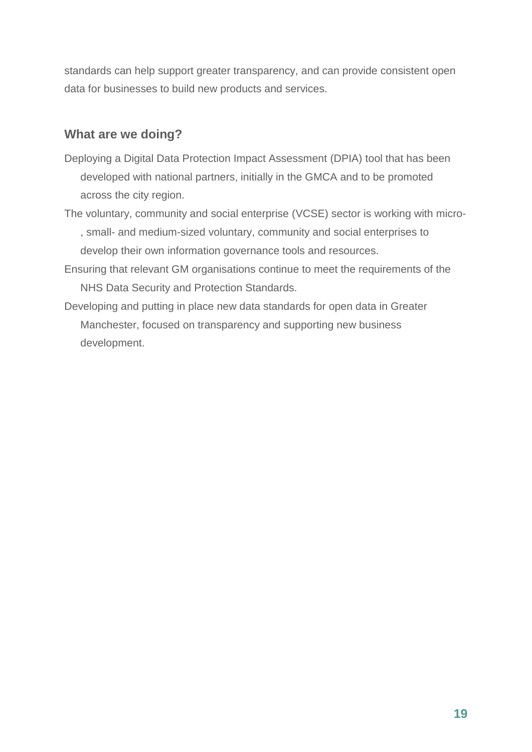standards can help support greater transparency, and can provide consistent open data for businesses to build new products and services.

### What are we doing?

- Deploying a Digital Data Protection Impact Assessment (DPIA) tool that has been developed with national partners, initially in the GMCA and to be promoted across the city region.
- The voluntary, community and social enterprise (VCSE) sector is working with micro-, small- and medium-sized voluntary, community and social enterprises to develop their own information governance tools and resources.
- Ensuring that relevant GM organisations continue to meet the requirements of the NHS Data Security and Protection Standards.
- Developing and putting in place new data standards for open data in Greater Manchester, focused on transparency and supporting new business development.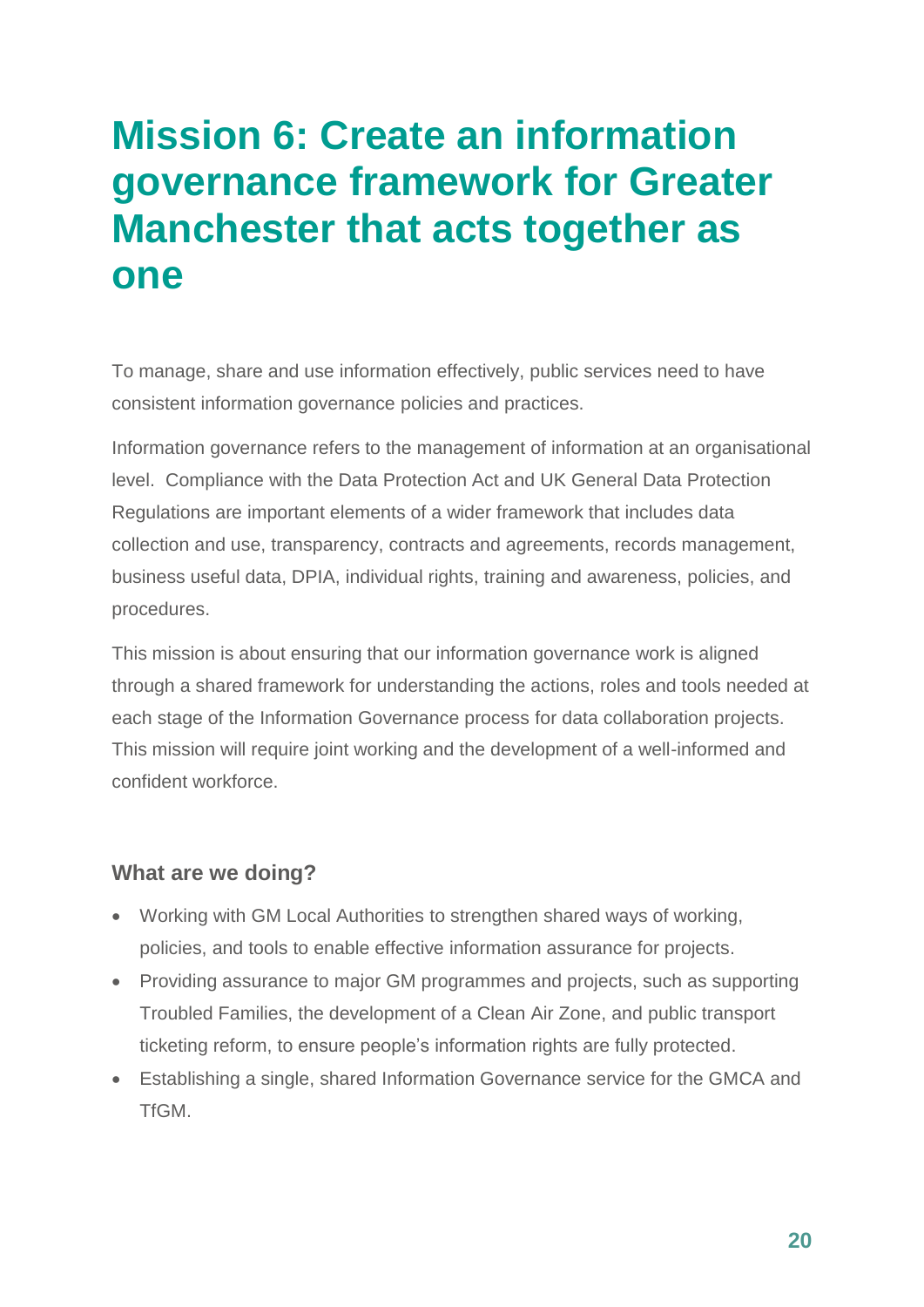# Mission 6: Create an information governance framework for Greater Manchester that acts together as one

To manage, share and use information effectively, public services need to have consistent information governance policies and practices.

Information governance refers to the management of information at an organisational level. Compliance with the Data Protection Act and UK General Data Protection Regulations are important elements of a wider framework that includes data collection and use, transparency, contracts and agreements, records management, business useful data, DPIA, individual rights, training and awareness, policies, and procedures.

This mission is about ensuring that our information governance work is aligned through a shared framework for understanding the actions, roles and tools needed at each stage of the Information Governance process for data collaboration projects. This mission will require joint working and the development of a well-informed and confident workforce.

### What are we doing?

- Working with GM Local Authorities to strengthen shared ways of working, policies, and tools to enable effective information assurance for projects.
- Providing assurance to major GM programmes and projects, such as supporting Troubled Families, the development of a Clean Air Zone, and public transport ticketing reform, to ensure people's information rights are fully protected.
- Establishing a single, shared Information Governance service for the GMCA and TfGM.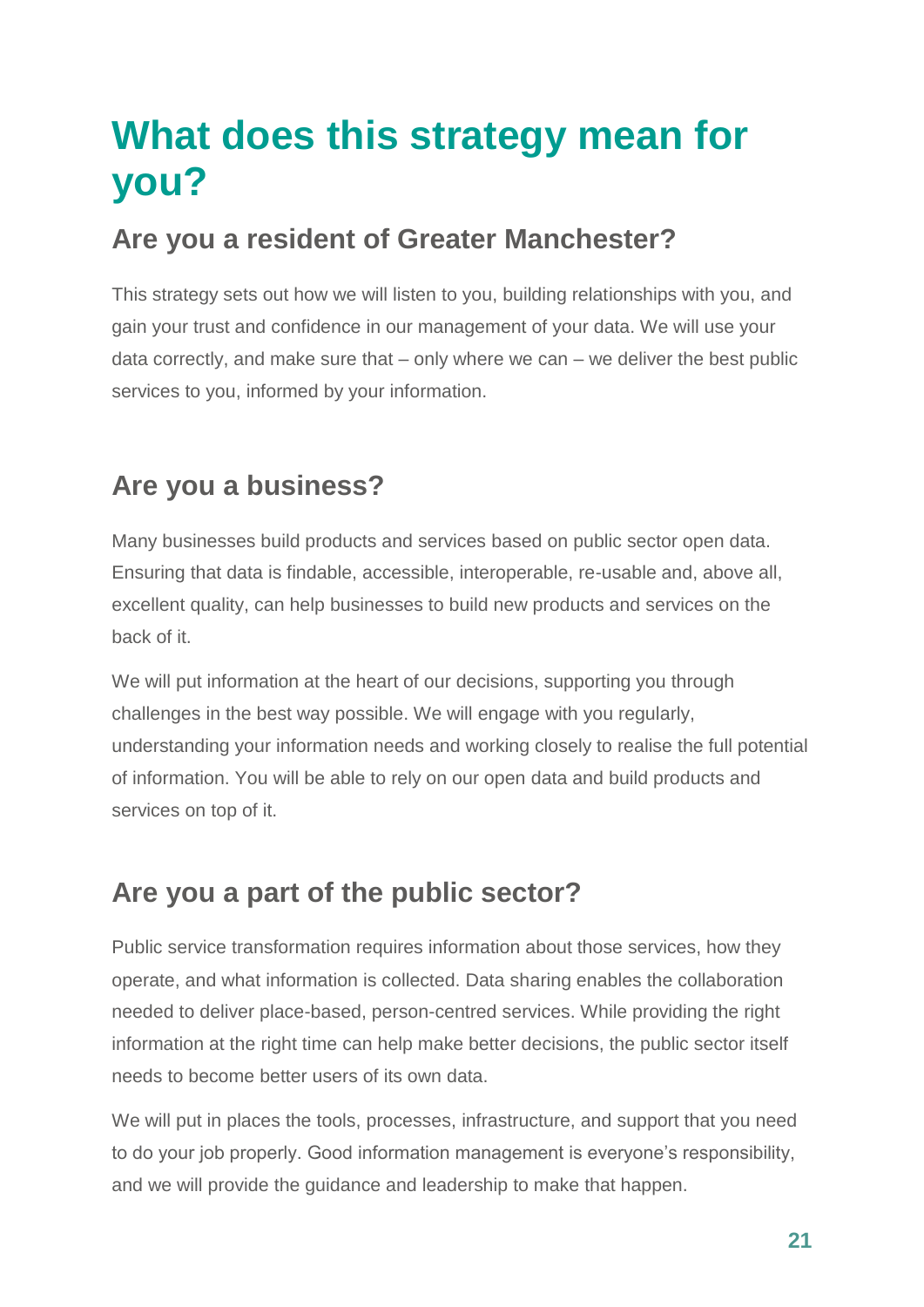# What does this strategy mean for you?

## Are you a resident of Greater Manchester?

This strategy sets out how we will listen to you, building relationships with you, and gain your trust and confidence in our management of your data. We will use your data correctly, and make sure that – only where we can – we deliver the best public services to you, informed by your information.

## Are you a business?

Many businesses build products and services based on public sector open data. Ensuring that data is findable, accessible, interoperable, re-usable and, above all, excellent quality, can help businesses to build new products and services on the back of it.

We will put information at the heart of our decisions, supporting you through challenges in the best way possible. We will engage with you regularly, understanding your information needs and working closely to realise the full potential of information. You will be able to rely on our open data and build products and services on top of it.

## Are you a part of the public sector?

Public service transformation requires information about those services, how they operate, and what information is collected. Data sharing enables the collaboration needed to deliver place-based, person-centred services. While providing the right information at the right time can help make better decisions, the public sector itself needs to become better users of its own data.

We will put in places the tools, processes, infrastructure, and support that you need to do your job properly. Good information management is everyone's responsibility, and we will provide the guidance and leadership to make that happen.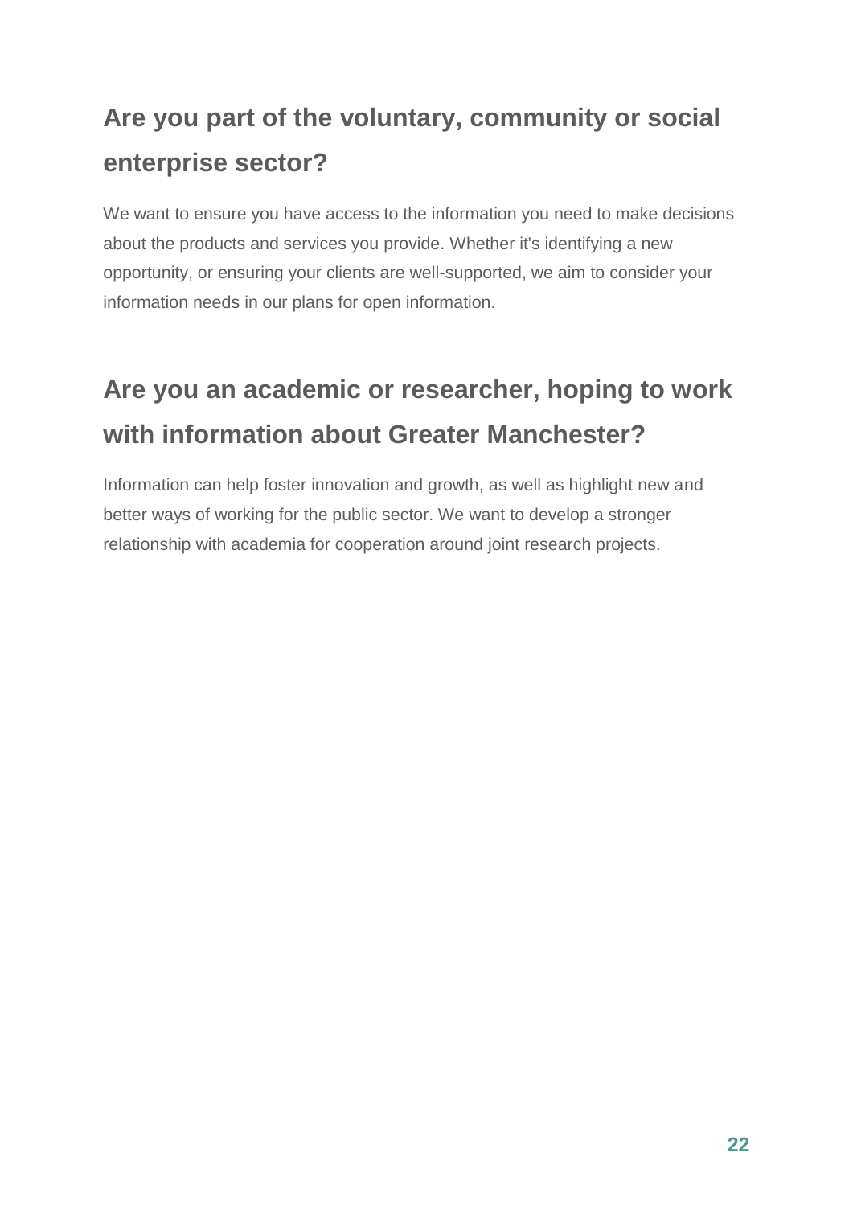## Are you part of the voluntary, community or social enterprise sector?

We want to ensure you have access to the information you need to make decisions about the products and services you provide. Whether it's identifying a new opportunity, or ensuring your clients are well-supported, we aim to consider your information needs in our plans for open information.

## Are you an academic or researcher, hoping to work with information about Greater Manchester?

Information can help foster innovation and growth, as well as highlight new and better ways of working for the public sector. We want to develop a stronger relationship with academia for cooperation around joint research projects.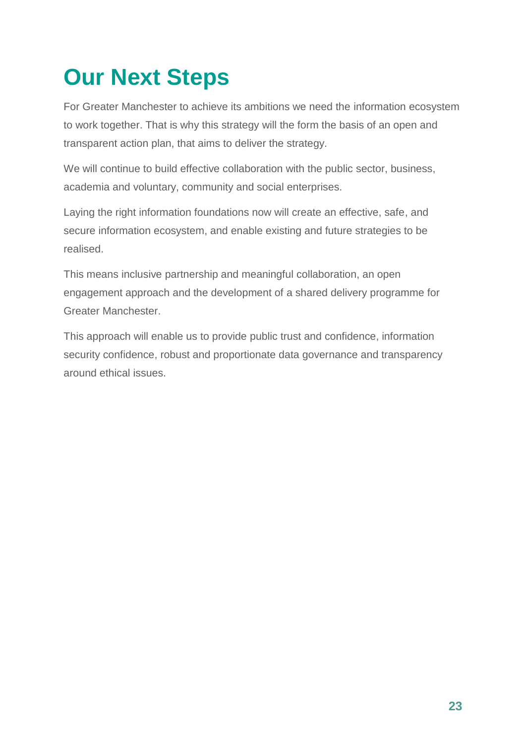# Our Next Steps

For Greater Manchester to achieve its ambitions we need the information ecosystem to work together. That is why this strategy will the form the basis of an open and transparent action plan, that aims to deliver the strategy.

We will continue to build effective collaboration with the public sector, business, academia and voluntary, community and social enterprises.

Laying the right information foundations now will create an effective, safe, and secure information ecosystem, and enable existing and future strategies to be realised.

This means inclusive partnership and meaningful collaboration, an open engagement approach and the development of a shared delivery programme for Greater Manchester.

This approach will enable us to provide public trust and confidence, information security confidence, robust and proportionate data governance and transparency around ethical issues.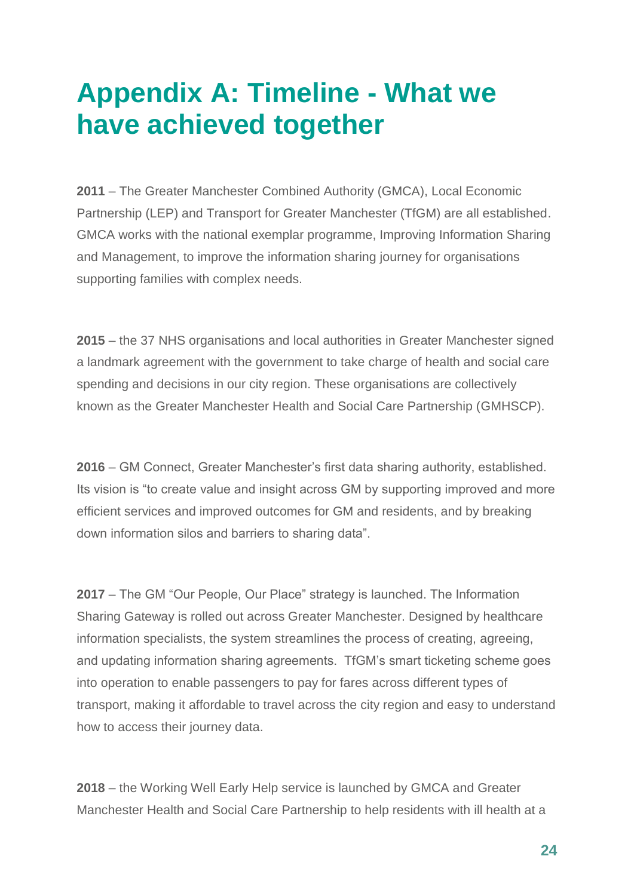# Appendix A: Timeline - What we have achieved together

**2011** – The Greater Manchester Combined Authority (GMCA), Local Economic Partnership (LEP) and Transport for Greater Manchester (TfGM) are all established. GMCA works with the national exemplar programme, Improving Information Sharing and Management, to improve the information sharing journey for organisations supporting families with complex needs.

**2015** – the 37 NHS organisations and local authorities in Greater Manchester signed a landmark agreement with the government to take charge of health and social care spending and decisions in our city region. These organisations are collectively known as the Greater Manchester Health and Social Care Partnership (GMHSCP).

**2016** – GM Connect, Greater Manchester's first data sharing authority, established. Its vision is "to create value and insight across GM by supporting improved and more efficient services and improved outcomes for GM and residents, and by breaking down information silos and barriers to sharing data".

**2017** – The GM "Our People, Our Place" strategy is launched. The Information Sharing Gateway is rolled out across Greater Manchester. Designed by healthcare information specialists, the system streamlines the process of creating, agreeing, and updating information sharing agreements. TfGM's smart ticketing scheme goes into operation to enable passengers to pay for fares across different types of transport, making it affordable to travel across the city region and easy to understand how to access their journey data.

**2018** – the Working Well Early Help service is launched by GMCA and Greater Manchester Health and Social Care Partnership to help residents with ill health at a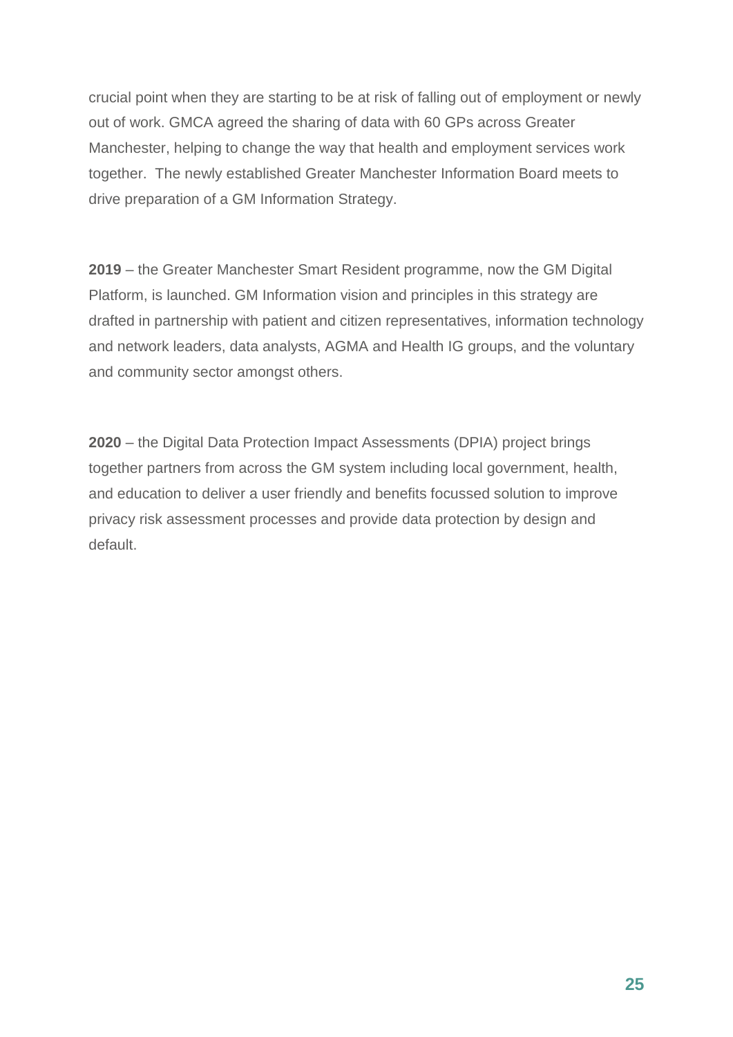crucial point when they are starting to be at risk of falling out of employment or newly out of work. GMCA agreed the sharing of data with 60 GPs across Greater Manchester, helping to change the way that health and employment services work together. The newly established Greater Manchester Information Board meets to drive preparation of a GM Information Strategy.

**2019** – the Greater Manchester Smart Resident programme, now the GM Digital Platform, is launched. GM Information vision and principles in this strategy are drafted in partnership with patient and citizen representatives, information technology and network leaders, data analysts, AGMA and Health IG groups, and the voluntary and community sector amongst others.

**2020** – the Digital Data Protection Impact Assessments (DPIA) project brings together partners from across the GM system including local government, health, and education to deliver a user friendly and benefits focussed solution to improve privacy risk assessment processes and provide data protection by design and default.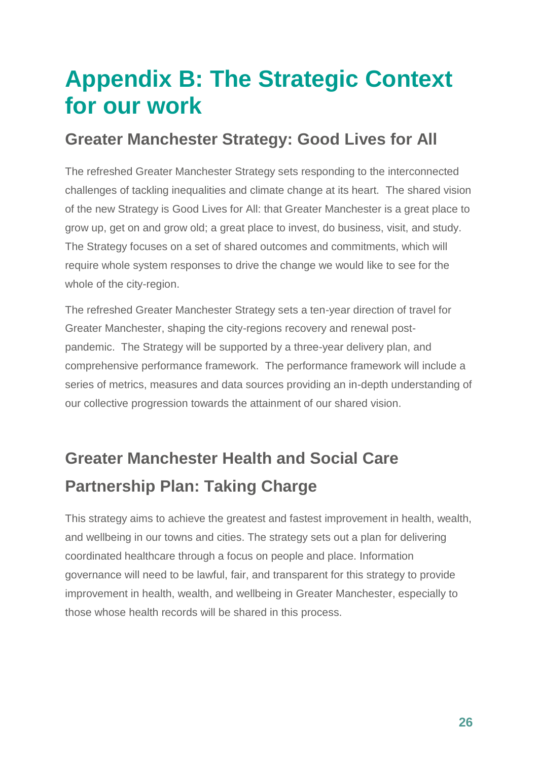# Appendix B: The Strategic Context for our work

## Greater Manchester Strategy: Good Lives for All

The refreshed Greater Manchester Strategy sets responding to the interconnected challenges of tackling inequalities and climate change at its heart. The shared vision of the new Strategy is Good Lives for All: that Greater Manchester is a great place to grow up, get on and grow old; a great place to invest, do business, visit, and study. The Strategy focuses on a set of shared outcomes and commitments, which will require whole system responses to drive the change we would like to see for the whole of the city-region.

The refreshed Greater Manchester Strategy sets a ten-year direction of travel for Greater Manchester, shaping the city-regions recovery and renewal post-pandemic. The Strategy will be supported by a three-year delivery plan, and comprehensive performance framework. The performance framework will include a series of metrics, measures and data sources providing an in-depth understanding of our collective progression towards the attainment of our shared vision.

## Greater Manchester Health and Social Care Partnership Plan: Taking Charge

This strategy aims to achieve the greatest and fastest improvement in health, wealth, and wellbeing in our towns and cities. The strategy sets out a plan for delivering coordinated healthcare through a focus on people and place. Information governance will need to be lawful, fair, and transparent for this strategy to provide improvement in health, wealth, and wellbeing in Greater Manchester, especially to those whose health records will be shared in this process.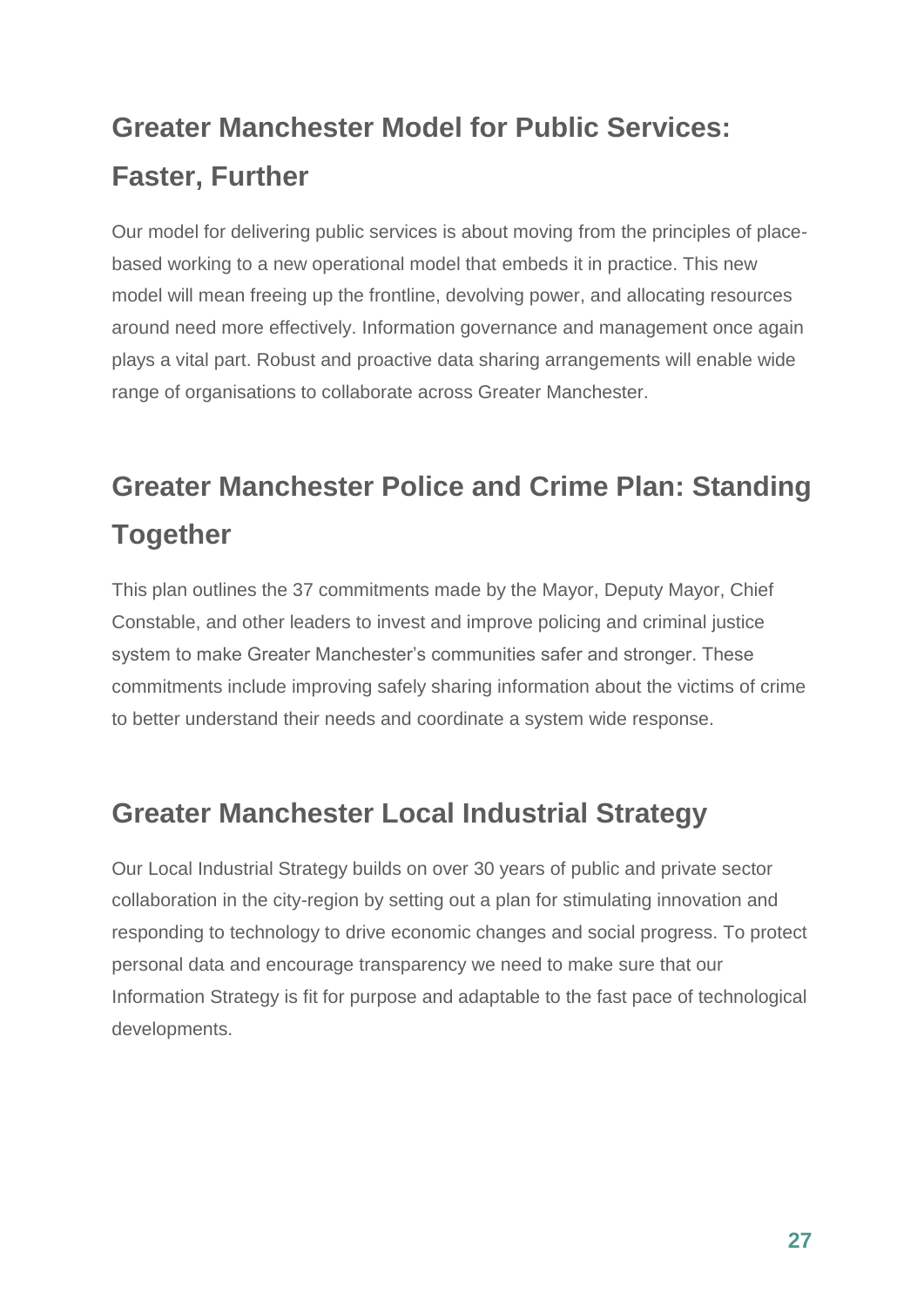## Greater Manchester Model for Public Services: Faster, Further

Our model for delivering public services is about moving from the principles of place-based working to a new operational model that embeds it in practice. This new model will mean freeing up the frontline, devolving power, and allocating resources around need more effectively. Information governance and management once again plays a vital part. Robust and proactive data sharing arrangements will enable wide range of organisations to collaborate across Greater Manchester.

## Greater Manchester Police and Crime Plan: Standing Together

This plan outlines the 37 commitments made by the Mayor, Deputy Mayor, Chief Constable, and other leaders to invest and improve policing and criminal justice system to make Greater Manchester's communities safer and stronger. These commitments include improving safely sharing information about the victims of crime to better understand their needs and coordinate a system wide response.

## Greater Manchester Local Industrial Strategy

Our Local Industrial Strategy builds on over 30 years of public and private sector collaboration in the city-region by setting out a plan for stimulating innovation and responding to technology to drive economic changes and social progress. To protect personal data and encourage transparency we need to make sure that our Information Strategy is fit for purpose and adaptable to the fast pace of technological developments.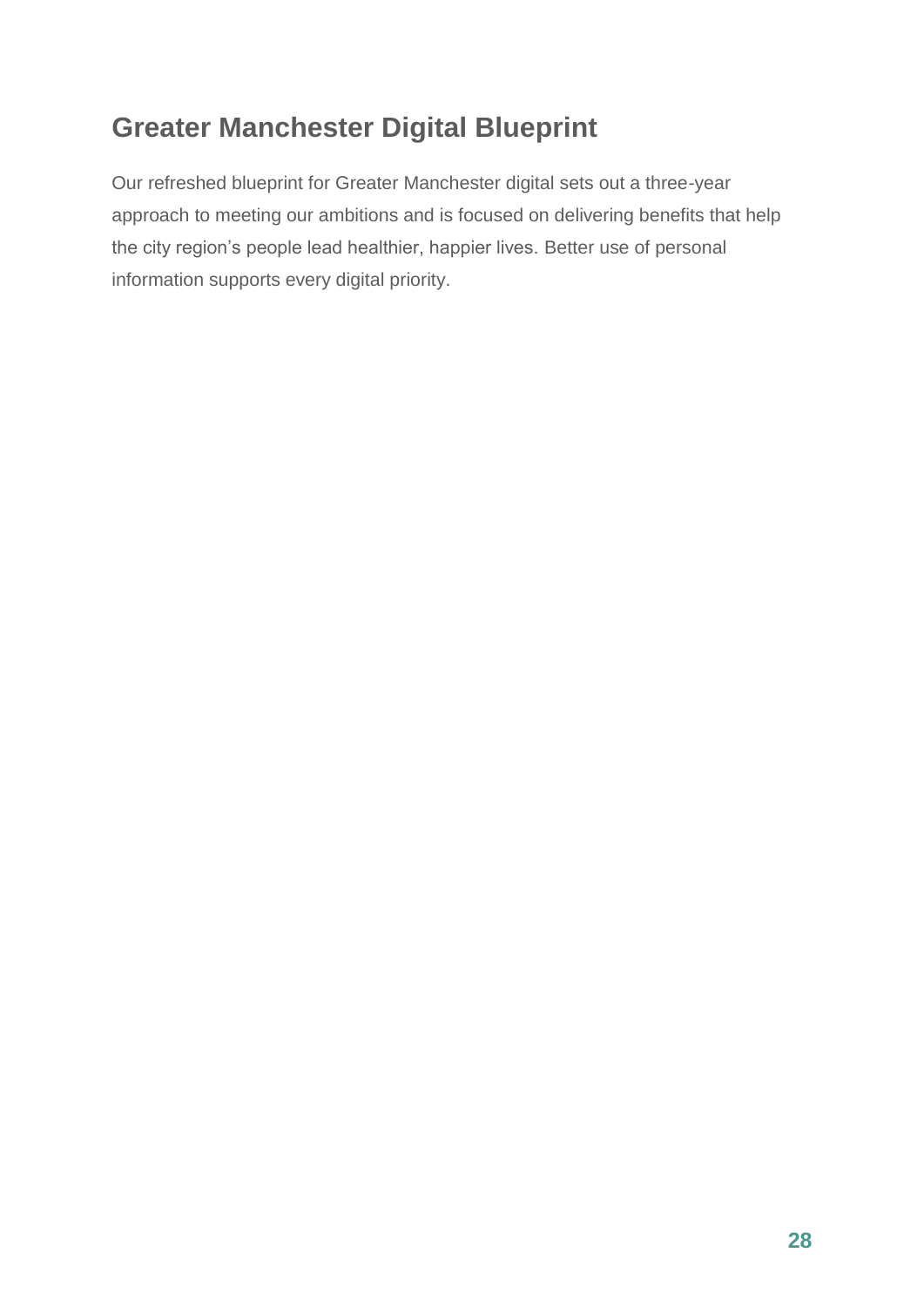## Greater Manchester Digital Blueprint

Our refreshed blueprint for Greater Manchester digital sets out a three-year approach to meeting our ambitions and is focused on delivering benefits that help the city region's people lead healthier, happier lives. Better use of personal information supports every digital priority.